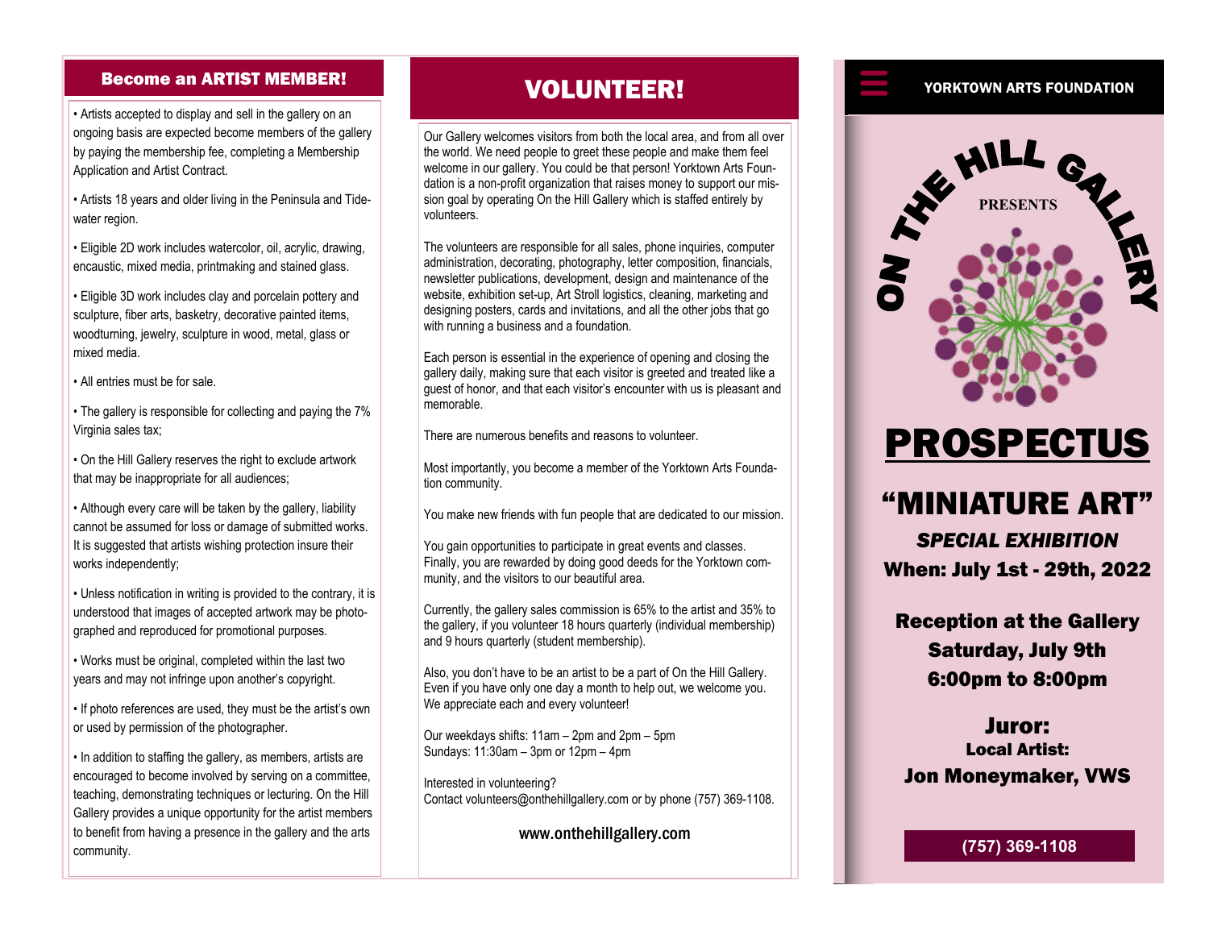## Become an ARTIST MEMBER!

- Artists accepted to display and sell in the gallery on an ongoing basis are expected become members of the gallery by paying the membership fee, completing a Membership Application and Artist Contract.
- Artists 18 years and older living in the Peninsula and Tidewater region.
- Eligible 2D work includes watercolor, oil, acrylic, drawing, encaustic, mixed media, printmaking and stained glass.
- Eligible 3D work includes clay and porcelain pottery and sculpture, fiber arts, basketry, decorative painted items, woodturning, jewelry, sculpture in wood, metal, glass or mixed media.
- All entries must be for sale.
- The gallery is responsible for collecting and paying the 7% Virginia sales tax;
- On the Hill Gallery reserves the right to exclude artwork that may be inappropriate for all audiences;
- Although every care will be taken by the gallery, liability cannot be assumed for loss or damage of submitted works. It is suggested that artists wishing protection insure their works independently;
- Unless notification in writing is provided to the contrary, it is understood that images of accepted artwork may be photographed and reproduced for promotional purposes.
- Works must be original, completed within the last two years and may not infringe upon another's copyright.
- If photo references are used, they must be the artist's own or used by permission of the photographer.
- In addition to staffing the gallery, as members, artists are encouraged to become involved by serving on a committee, teaching, demonstrating techniques or lecturing. On the Hill Gallery provides a unique opportunity for the artist members to benefit from having a presence in the gallery and the arts community.

## VOLUNTEER!

Our Gallery welcomes visitors from both the local area, and from all over the world. We need people to greet these people and make them feel welcome in our gallery. You could be that person! Yorktown Arts Foundation is a non-profit organization that raises money to support our mission goal by operating On the Hill Gallery which is staffed entirely by volunteers.

The volunteers are responsible for all sales, phone inquiries, computer administration, decorating, photography, letter composition, financials, newsletter publications, development, design and maintenance of the website, exhibition set-up, Art Stroll logistics, cleaning, marketing and designing posters, cards and invitations, and all the other jobs that go with running a business and a foundation.

Each person is essential in the experience of opening and closing the gallery daily, making sure that each visitor is greeted and treated like a guest of honor, and that each visitor's encounter with us is pleasant and memorable.

There are numerous benefits and reasons to volunteer.

Most importantly, you become a member of the Yorktown Arts Foundation community.

You make new friends with fun people that are dedicated to our mission.

You gain opportunities to participate in great events and classes. Finally, you are rewarded by doing good deeds for the Yorktown community, and the visitors to our beautiful area.

Currently, the gallery sales commission is 65% to the artist and 35% to the gallery, if you volunteer 18 hours quarterly (individual membership) and 9 hours quarterly (student membership).

Also, you don't have to be an artist to be a part of On the Hill Gallery. Even if you have only one day a month to help out, we welcome you. We appreciate each and every volunteer!

Our weekdays shifts: 11am – 2pm and 2pm – 5pm
Sundays: 11:30am – 3pm or 12pm – 4pm

Interested in volunteering?
Contact volunteers@onthehillgallery.com or by phone (757) 369-1108.

www.onthehillgallery.com

**YORKTOWN ARTS FOUNDATION**

ON THE HILL GALLERY

PRESENTS

# PROSPECTUS

## "MINIATURE ART"

***SPECIAL EXHIBITION***

**When: July 1st - 29th, 2022**

**Reception at the Gallery**
**Saturday, July 9th**
**6:00pm to 8:00pm**

**Juror:**
**Local Artist:**
**Jon Moneymaker, VWS**

**(757) 369-1108**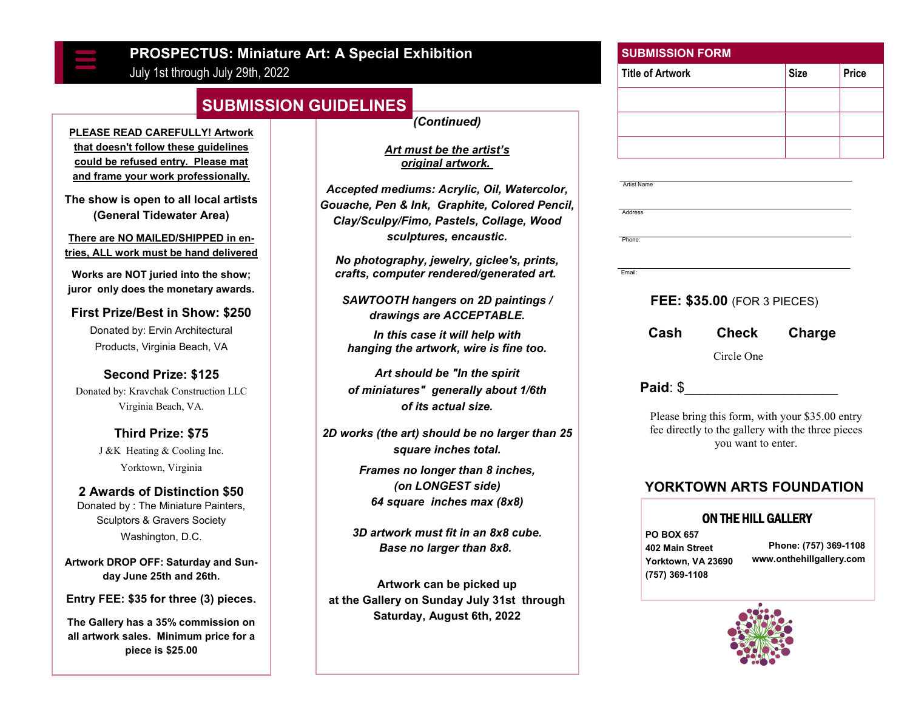# PROSPECTUS: Miniature Art: A Special Exhibition

July 1st through July 29th, 2022

## SUBMISSION GUIDELINES

**PLEASE READ CAREFULLY! Artwork that doesn't follow these guidelines could be refused entry. Please mat and frame your work professionally.**

**The show is open to all local artists (General Tidewater Area)**

**There are NO MAILED/SHIPPED in entries, ALL work must be hand delivered**

**Works are NOT juried into the show; juror only does the monetary awards.**

**First Prize/Best in Show: $250**

Donated by: Ervin Architectural Products, Virginia Beach, VA

**Second Prize: $125**

Donated by: Kravchak Construction LLC Virginia Beach, VA.

**Third Prize: $75**

J &K Heating & Cooling Inc. Yorktown, Virginia

**2 Awards of Distinction $50**

Donated by : The Miniature Painters, Sculptors & Gravers Society Washington, D.C.

**Artwork DROP OFF: Saturday and Sunday June 25th and 26th.**

**Entry FEE: $35 for three (3) pieces.**

**The Gallery has a 35% commission on all artwork sales. Minimum price for a piece is $25.00**

***(Continued)***

***Art must be the artist's original artwork.***

***Accepted mediums: Acrylic, Oil, Watercolor, Gouache, Pen & Ink, Graphite, Colored Pencil, Clay/Sculpy/Fimo, Pastels, Collage, Wood sculptures, encaustic.***

***No photography, jewelry, giclee's, prints, crafts, computer rendered/generated art.***

***SAWTOOTH hangers on 2D paintings / drawings are ACCEPTABLE.***

***In this case it will help with hanging the artwork, wire is fine too.***

***Art should be "In the spirit of miniatures" generally about 1/6th of its actual size.***

***2D works (the art) should be no larger than 25 square inches total.***

***Frames no longer than 8 inches, (on LONGEST side) 64 square inches max (8x8)***

***3D artwork must fit in an 8x8 cube. Base no larger than 8x8.***

**Artwork can be picked up at the Gallery on Sunday July 31st through Saturday, August 6th, 2022**

## SUBMISSION FORM

| Title of Artwork | Size | Price |
|---|---|---|
| | | |
| | | |
| | | |

Artist Name

Address

Phone:

Email:

**FEE: $35.00** (FOR 3 PIECES)

**Cash** **Check** **Charge**

Circle One

**Paid**: $____________________

Please bring this form, with your $35.00 entry fee directly to the gallery with the three pieces you want to enter.

## YORKTOWN ARTS FOUNDATION

### ON THE HILL GALLERY

**PO BOX 657**
**402 Main Street**
**Yorktown, VA 23690**
**(757) 369-1108**

**Phone: (757) 369-1108**
**www.onthehillgallery.com**